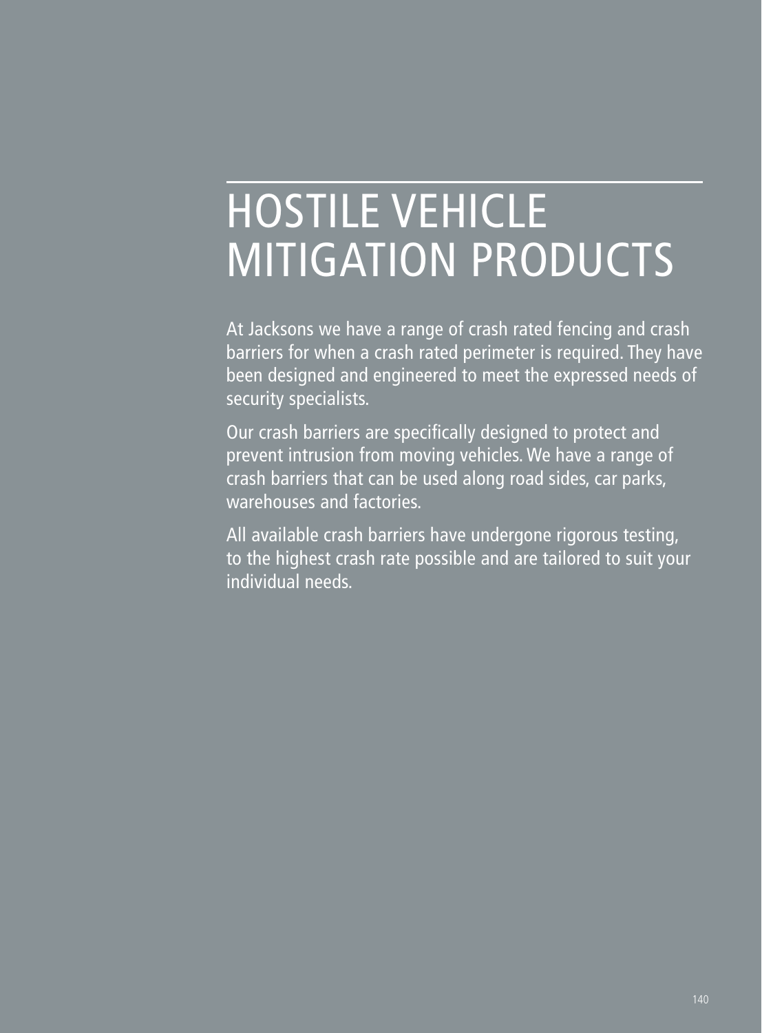# HOSTILE VEHICLE MITIGATION PRODUCTS

At Jacksons we have a range of crash rated fencing and crash barriers for when a crash rated perimeter is required. They have been designed and engineered to meet the expressed needs of security specialists.

Our crash barriers are specifically designed to protect and prevent intrusion from moving vehicles. We have a range of crash barriers that can be used along road sides, car parks, warehouses and factories.

All available crash barriers have undergone rigorous testing, to the highest crash rate possible and are tailored to suit your individual needs.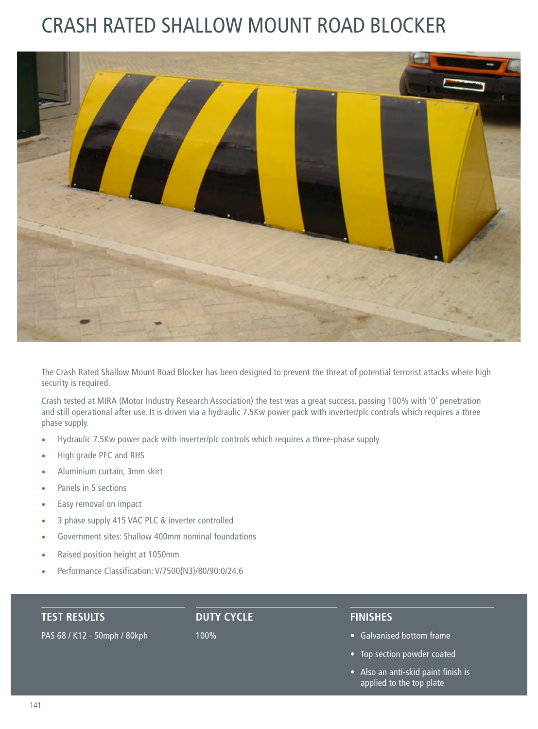# CRASH RATED SHALLOW MOUNT ROAD BLOCKER

The Crash Rated Shallow Mount Road Blocker has been designed to prevent the threat of potential terrorist attacks where high security is required.

Crash tested at MIRA (Motor Industry Research Association) the test was a great success, passing 100% with '0' penetration and still operational after use. It is driven via a hydraulic 7.5Kw power pack with inverter/plc controls which requires a three phase supply.

- Hydraulic 7.5Kw power pack with inverter/plc controls which requires a three-phase supply
- High grade PFC and RHS
- Aluminium curtain, 3mm skirt
- Panels in 5 sections
- Easy removal on impact
- 3 phase supply 415 VAC PLC & inverter controlled
- Government sites: Shallow 400mm nominal foundations
- Raised position height at 1050mm
- Performance Classification: V/7500{N3}/80/90:0/24.6

## TEST RESULTS

PAS 68 / K12 - 50mph / 80kph

## DUTY CYCLE

100%

## FINISHES

- Galvanised bottom frame
- Top section powder coated
- Also an anti-skid paint finish is applied to the top plate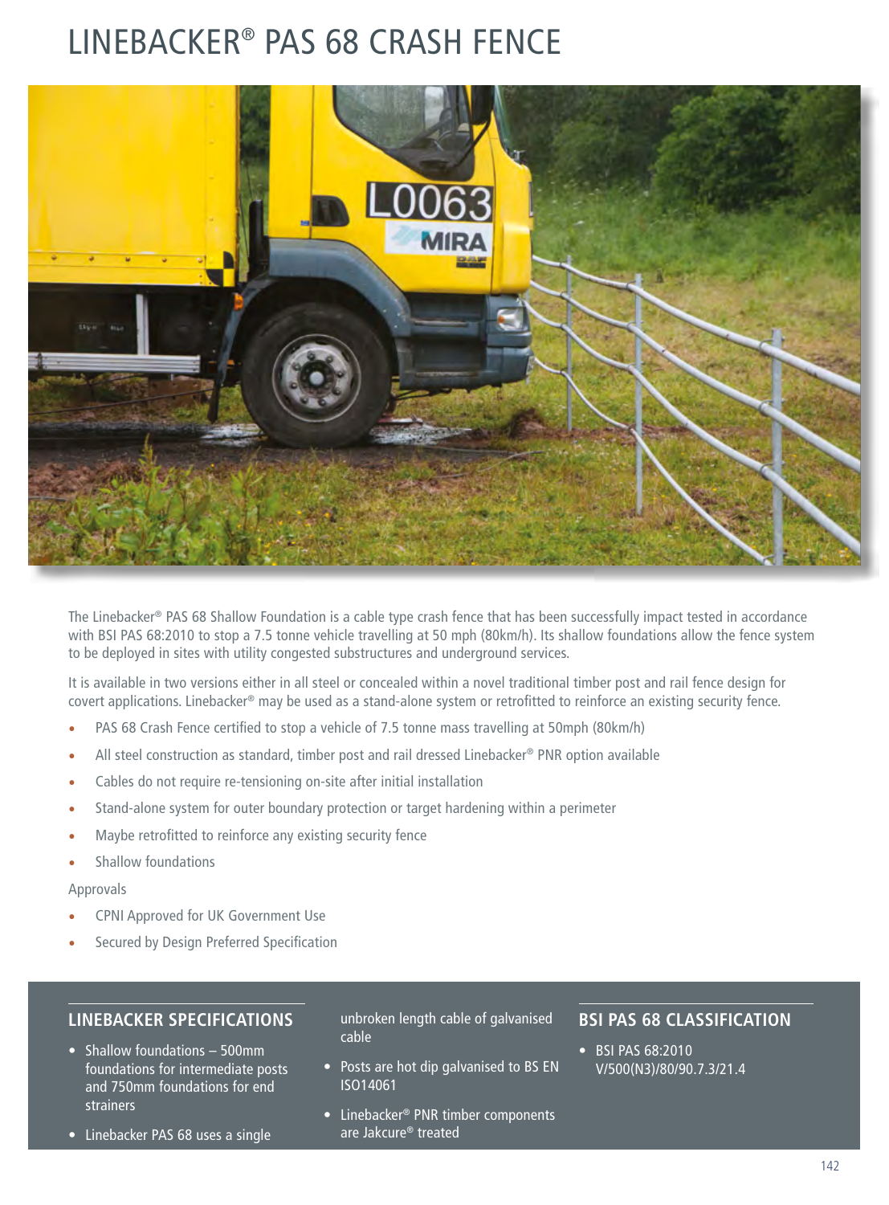# LINEBACKER® PAS 68 CRASH FENCE

The Linebacker® PAS 68 Shallow Foundation is a cable type crash fence that has been successfully impact tested in accordance with BSI PAS 68:2010 to stop a 7.5 tonne vehicle travelling at 50 mph (80km/h). Its shallow foundations allow the fence system to be deployed in sites with utility congested substructures and underground services.

It is available in two versions either in all steel or concealed within a novel traditional timber post and rail fence design for covert applications. Linebacker® may be used as a stand-alone system or retrofitted to reinforce an existing security fence.

- PAS 68 Crash Fence certified to stop a vehicle of 7.5 tonne mass travelling at 50mph (80km/h)
- All steel construction as standard, timber post and rail dressed Linebacker® PNR option available
- Cables do not require re-tensioning on-site after initial installation
- Stand-alone system for outer boundary protection or target hardening within a perimeter
- Maybe retrofitted to reinforce any existing security fence
- Shallow foundations

Approvals

- CPNI Approved for UK Government Use
- Secured by Design Preferred Specification

## LINEBACKER SPECIFICATIONS

- Shallow foundations – 500mm foundations for intermediate posts and 750mm foundations for end strainers
- Linebacker PAS 68 uses a single unbroken length cable of galvanised cable
- Posts are hot dip galvanised to BS EN ISO14061
- Linebacker® PNR timber components are Jakcure® treated

## BSI PAS 68 CLASSIFICATION

- BSI PAS 68:2010 V/500(N3)/80/90.7.3/21.4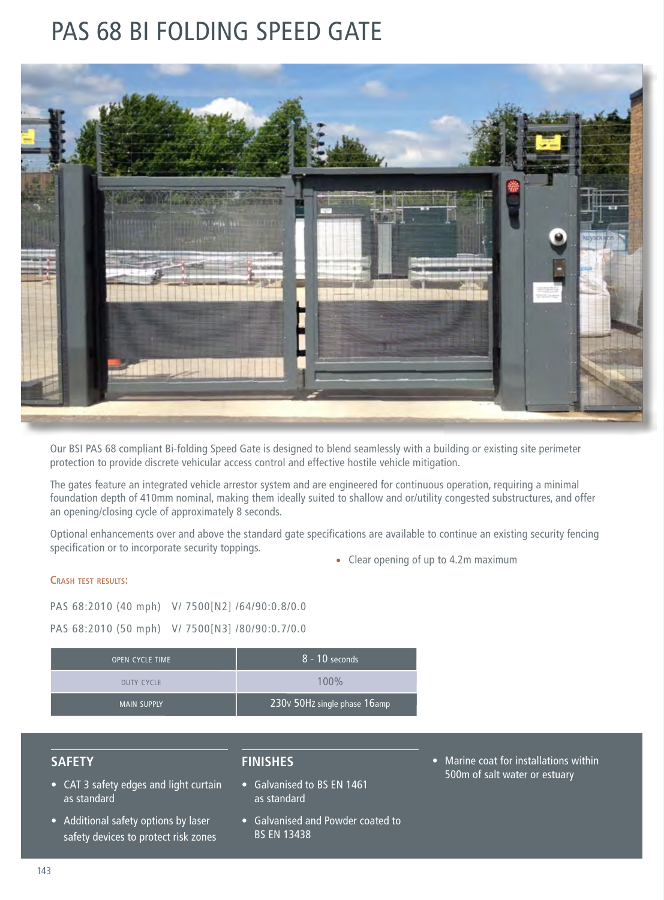# PAS 68 BI FOLDING SPEED GATE

Our BSI PAS 68 compliant Bi-folding Speed Gate is designed to blend seamlessly with a building or existing site perimeter protection to provide discrete vehicular access control and effective hostile vehicle mitigation.

The gates feature an integrated vehicle arrestor system and are engineered for continuous operation, requiring a minimal foundation depth of 410mm nominal, making them ideally suited to shallow and or/utility congested substructures, and offer an opening/closing cycle of approximately 8 seconds.

Optional enhancements over and above the standard gate specifications are available to continue an existing security fencing specification or to incorporate security toppings.

- Clear opening of up to 4.2m maximum

**Crash test results:**

PAS 68:2010 (40 mph) V/ 7500[N2] /64/90:0.8/0.0

PAS 68:2010 (50 mph) V/ 7500[N3] /80/90:0.7/0.0

| | |
|---|---|
| OPEN CYCLE TIME | 8 - 10 seconds |
| DUTY CYCLE | 100% |
| MAIN SUPPLY | 230v 50Hz single phase 16amp |

## SAFETY

- CAT 3 safety edges and light curtain as standard
- Additional safety options by laser safety devices to protect risk zones

## FINISHES

- Galvanised to BS EN 1461 as standard
- Galvanised and Powder coated to BS EN 13438
- Marine coat for installations within 500m of salt water or estuary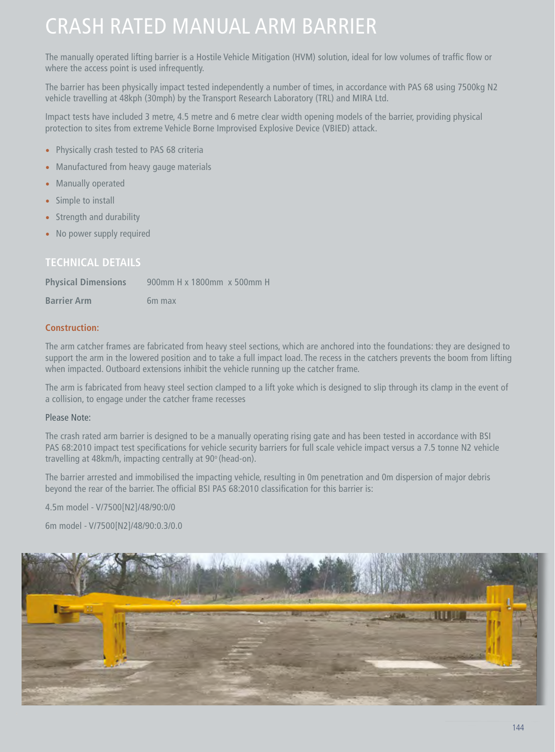# CRASH RATED MANUAL ARM BARRIER

The manually operated lifting barrier is a Hostile Vehicle Mitigation (HVM) solution, ideal for low volumes of traffic flow or where the access point is used infrequently.

The barrier has been physically impact tested independently a number of times, in accordance with PAS 68 using 7500kg N2 vehicle travelling at 48kph (30mph) by the Transport Research Laboratory (TRL) and MIRA Ltd.

Impact tests have included 3 metre, 4.5 metre and 6 metre clear width opening models of the barrier, providing physical protection to sites from extreme Vehicle Borne Improvised Explosive Device (VBIED) attack.

- Physically crash tested to PAS 68 criteria
- Manufactured from heavy gauge materials
- Manually operated
- Simple to install
- Strength and durability
- No power supply required

## TECHNICAL DETAILS

| | |
|---|---|
| **Physical Dimensions** | 900mm H x 1800mm x 500mm H |
| **Barrier Arm** | 6m max |

### Construction:

The arm catcher frames are fabricated from heavy steel sections, which are anchored into the foundations: they are designed to support the arm in the lowered position and to take a full impact load. The recess in the catchers prevents the boom from lifting when impacted. Outboard extensions inhibit the vehicle running up the catcher frame.

The arm is fabricated from heavy steel section clamped to a lift yoke which is designed to slip through its clamp in the event of a collision, to engage under the catcher frame recesses

Please Note:

The crash rated arm barrier is designed to be a manually operating rising gate and has been tested in accordance with BSI PAS 68:2010 impact test specifications for vehicle security barriers for full scale vehicle impact versus a 7.5 tonne N2 vehicle travelling at 48km/h, impacting centrally at 90° (head-on).

The barrier arrested and immobilised the impacting vehicle, resulting in 0m penetration and 0m dispersion of major debris beyond the rear of the barrier. The official BSI PAS 68:2010 classification for this barrier is:

4.5m model - V/7500[N2]/48/90:0/0

6m model - V/7500[N2]/48/90:0.3/0.0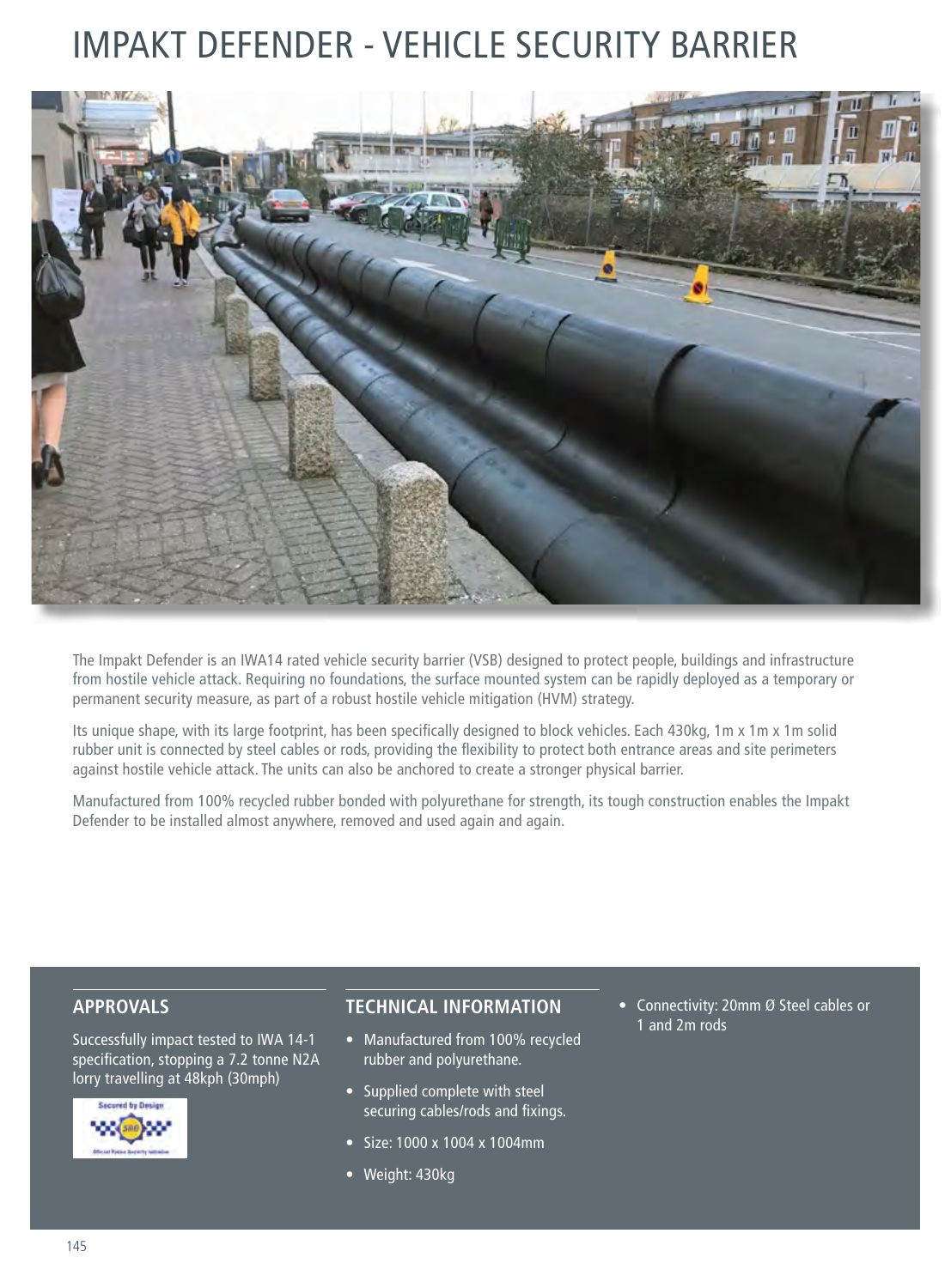# IMPAKT DEFENDER - VEHICLE SECURITY BARRIER

The Impakt Defender is an IWA14 rated vehicle security barrier (VSB) designed to protect people, buildings and infrastructure from hostile vehicle attack. Requiring no foundations, the surface mounted system can be rapidly deployed as a temporary or permanent security measure, as part of a robust hostile vehicle mitigation (HVM) strategy.

Its unique shape, with its large footprint, has been specifically designed to block vehicles. Each 430kg, 1m x 1m x 1m solid rubber unit is connected by steel cables or rods, providing the flexibility to protect both entrance areas and site perimeters against hostile vehicle attack. The units can also be anchored to create a stronger physical barrier.

Manufactured from 100% recycled rubber bonded with polyurethane for strength, its tough construction enables the Impakt Defender to be installed almost anywhere, removed and used again and again.

## APPROVALS

Successfully impact tested to IWA 14-1 specification, stopping a 7.2 tonne N2A lorry travelling at 48kph (30mph)

## TECHNICAL INFORMATION

- Manufactured from 100% recycled rubber and polyurethane.
- Supplied complete with steel securing cables/rods and fixings.
- Size: 1000 x 1004 x 1004mm
- Weight: 430kg
- Connectivity: 20mm Ø Steel cables or 1 and 2m rods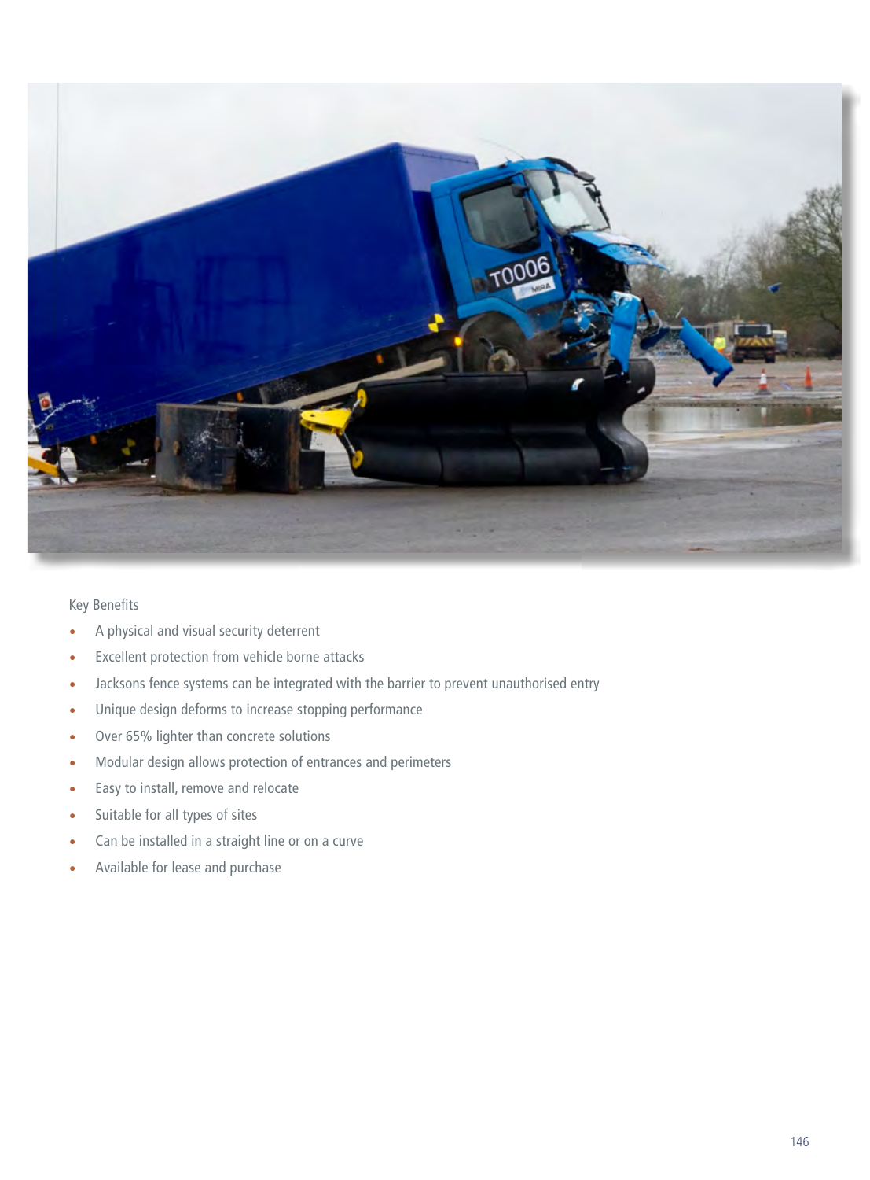Key Benefits

- A physical and visual security deterrent
- Excellent protection from vehicle borne attacks
- Jacksons fence systems can be integrated with the barrier to prevent unauthorised entry
- Unique design deforms to increase stopping performance
- Over 65% lighter than concrete solutions
- Modular design allows protection of entrances and perimeters
- Easy to install, remove and relocate
- Suitable for all types of sites
- Can be installed in a straight line or on a curve
- Available for lease and purchase